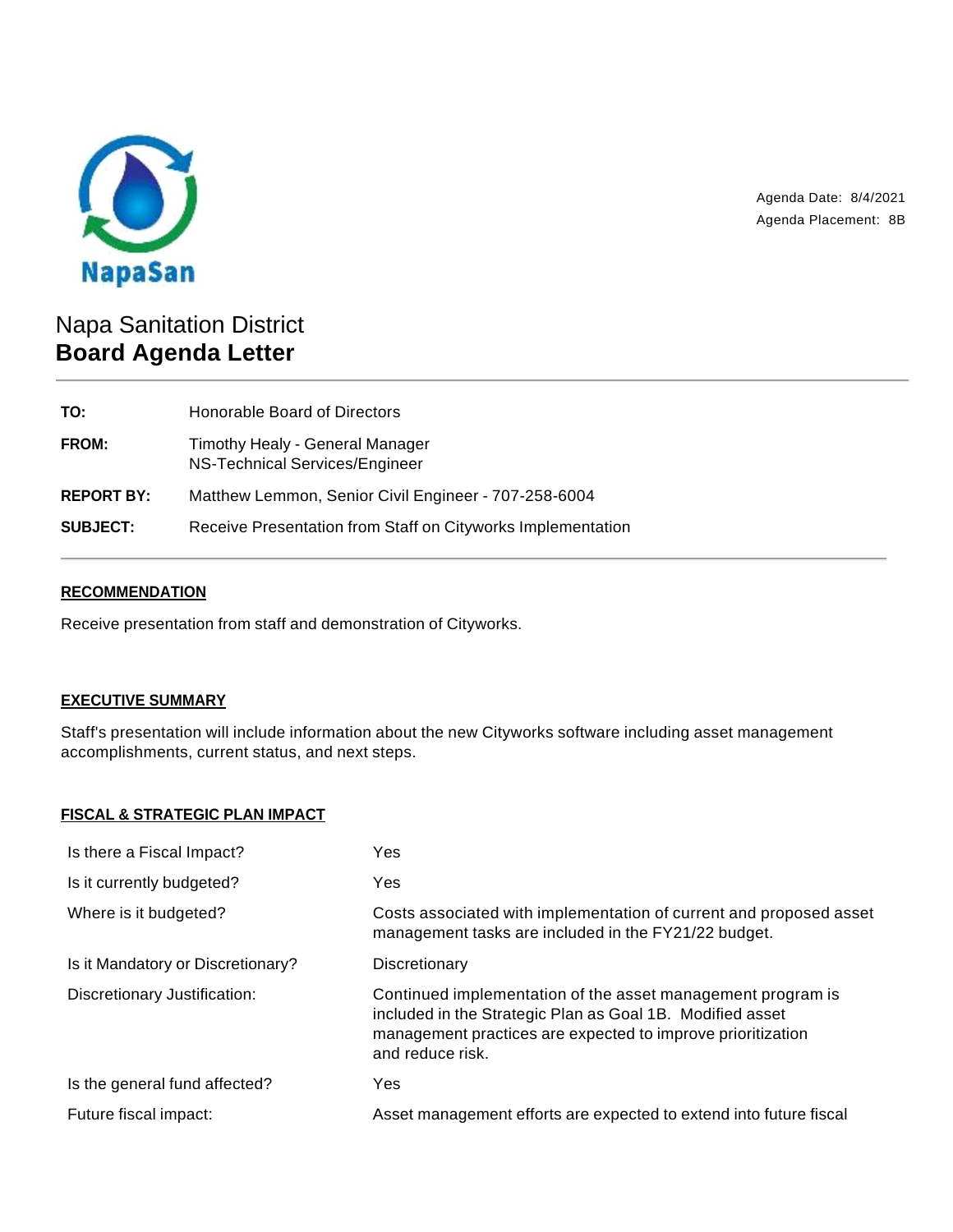NapaSan

Agenda Date: 8/4/2021
Agenda Placement: 8B

# Napa Sanitation District
## Board Agenda Letter

| | |
|---|---|
| **TO:** | Honorable Board of Directors |
| **FROM:** | Timothy Healy - General Manager<br>NS-Technical Services/Engineer |
| **REPORT BY:** | Matthew Lemmon, Senior Civil Engineer - 707-258-6004 |
| **SUBJECT:** | Receive Presentation from Staff on Cityworks Implementation |

### RECOMMENDATION

Receive presentation from staff and demonstration of Cityworks.

### EXECUTIVE SUMMARY

Staff's presentation will include information about the new Cityworks software including asset management accomplishments, current status, and next steps.

### FISCAL & STRATEGIC PLAN IMPACT

| | |
|---|---|
| Is there a Fiscal Impact? | Yes |
| Is it currently budgeted? | Yes |
| Where is it budgeted? | Costs associated with implementation of current and proposed asset management tasks are included in the FY21/22 budget. |
| Is it Mandatory or Discretionary? | Discretionary |
| Discretionary Justification: | Continued implementation of the asset management program is included in the Strategic Plan as Goal 1B. Modified asset management practices are expected to improve prioritization and reduce risk. |
| Is the general fund affected? | Yes |
| Future fiscal impact: | Asset management efforts are expected to extend into future fiscal |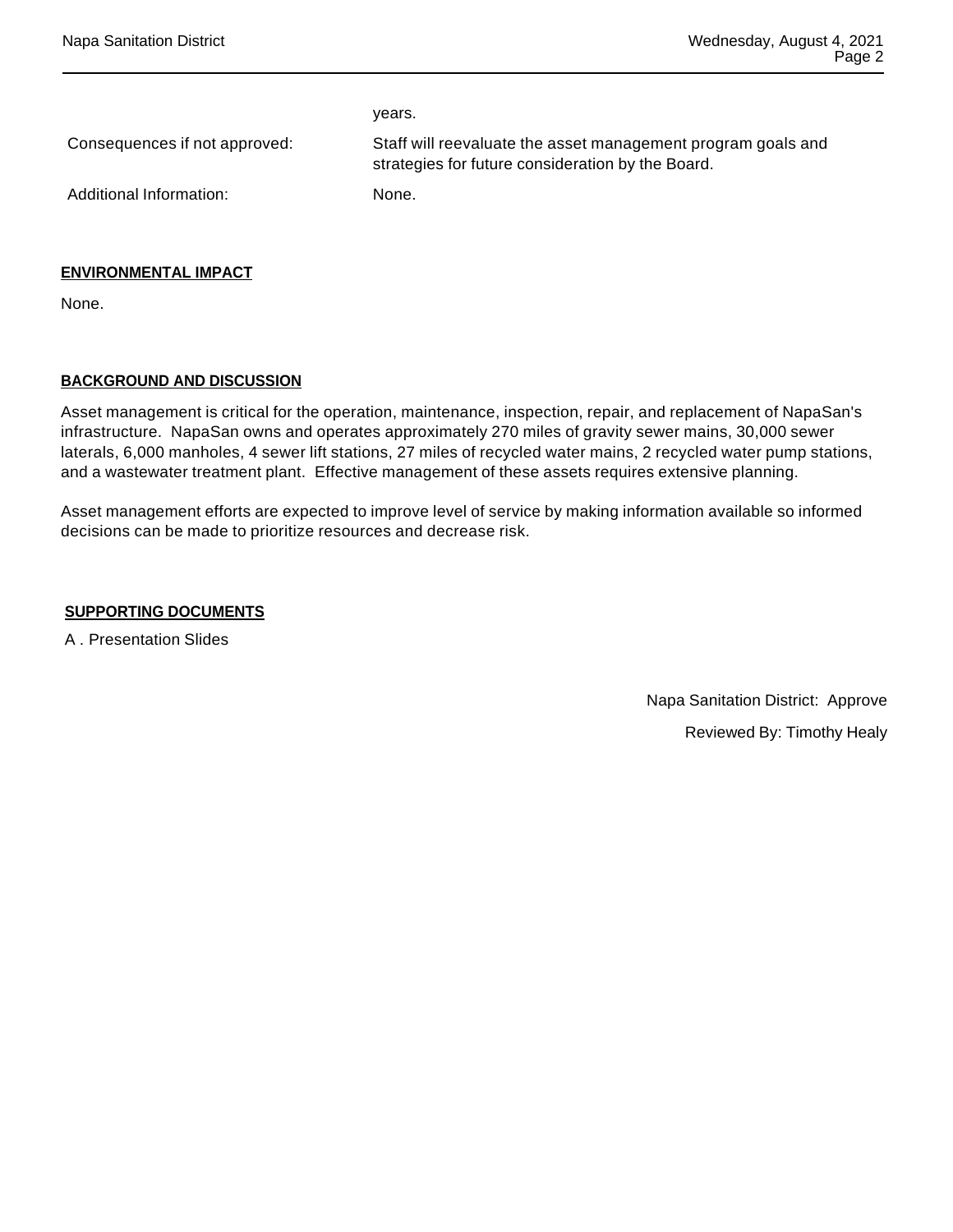| | |
|---|---|
| | years. |
| Consequences if not approved: | Staff will reevaluate the asset management program goals and strategies for future consideration by the Board. |
| Additional Information: | None. |

**ENVIRONMENTAL IMPACT**

None.

**BACKGROUND AND DISCUSSION**

Asset management is critical for the operation, maintenance, inspection, repair, and replacement of NapaSan's infrastructure. NapaSan owns and operates approximately 270 miles of gravity sewer mains, 30,000 sewer laterals, 6,000 manholes, 4 sewer lift stations, 27 miles of recycled water mains, 2 recycled water pump stations, and a wastewater treatment plant. Effective management of these assets requires extensive planning.

Asset management efforts are expected to improve level of service by making information available so informed decisions can be made to prioritize resources and decrease risk.

**SUPPORTING DOCUMENTS**

A . Presentation Slides

Napa Sanitation District: Approve

Reviewed By: Timothy Healy